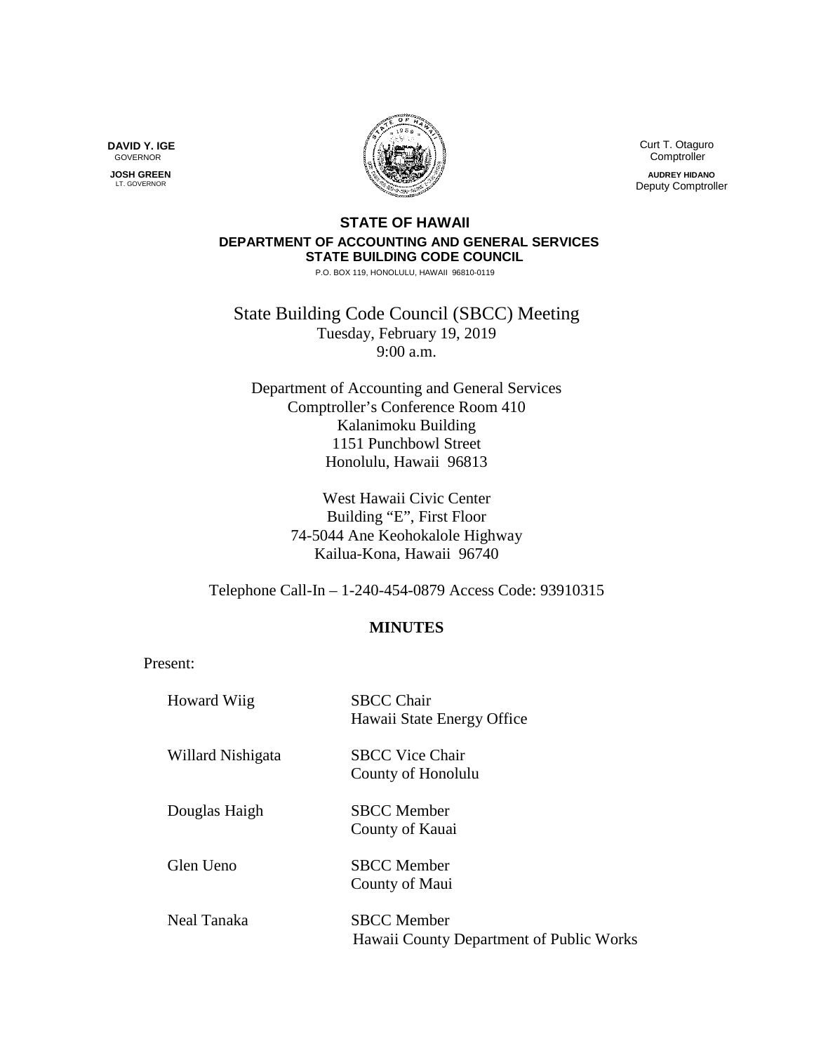**DAVID Y. IGE**
GOVERNOR

**JOSH GREEN**
LT. GOVERNOR

Curt T. Otaguro
Comptroller

**AUDREY HIDANO**
Deputy Comptroller

**STATE OF HAWAII**
**DEPARTMENT OF ACCOUNTING AND GENERAL SERVICES**
**STATE BUILDING CODE COUNCIL**
P.O. BOX 119, HONOLULU, HAWAII 96810-0119

# State Building Code Council (SBCC) Meeting

Tuesday, February 19, 2019
9:00 a.m.

Department of Accounting and General Services
Comptroller's Conference Room 410
Kalanimoku Building
1151 Punchbowl Street
Honolulu, Hawaii 96813

West Hawaii Civic Center
Building "E", First Floor
74-5044 Ane Keohokalole Highway
Kailua-Kona, Hawaii 96740

Telephone Call-In – 1-240-454-0879 Access Code: 93910315

## MINUTES

Present:

| | |
|---|---|
| Howard Wiig | SBCC Chair<br>Hawaii State Energy Office |
| Willard Nishigata | SBCC Vice Chair<br>County of Honolulu |
| Douglas Haigh | SBCC Member<br>County of Kauai |
| Glen Ueno | SBCC Member<br>County of Maui |
| Neal Tanaka | SBCC Member<br>Hawaii County Department of Public Works |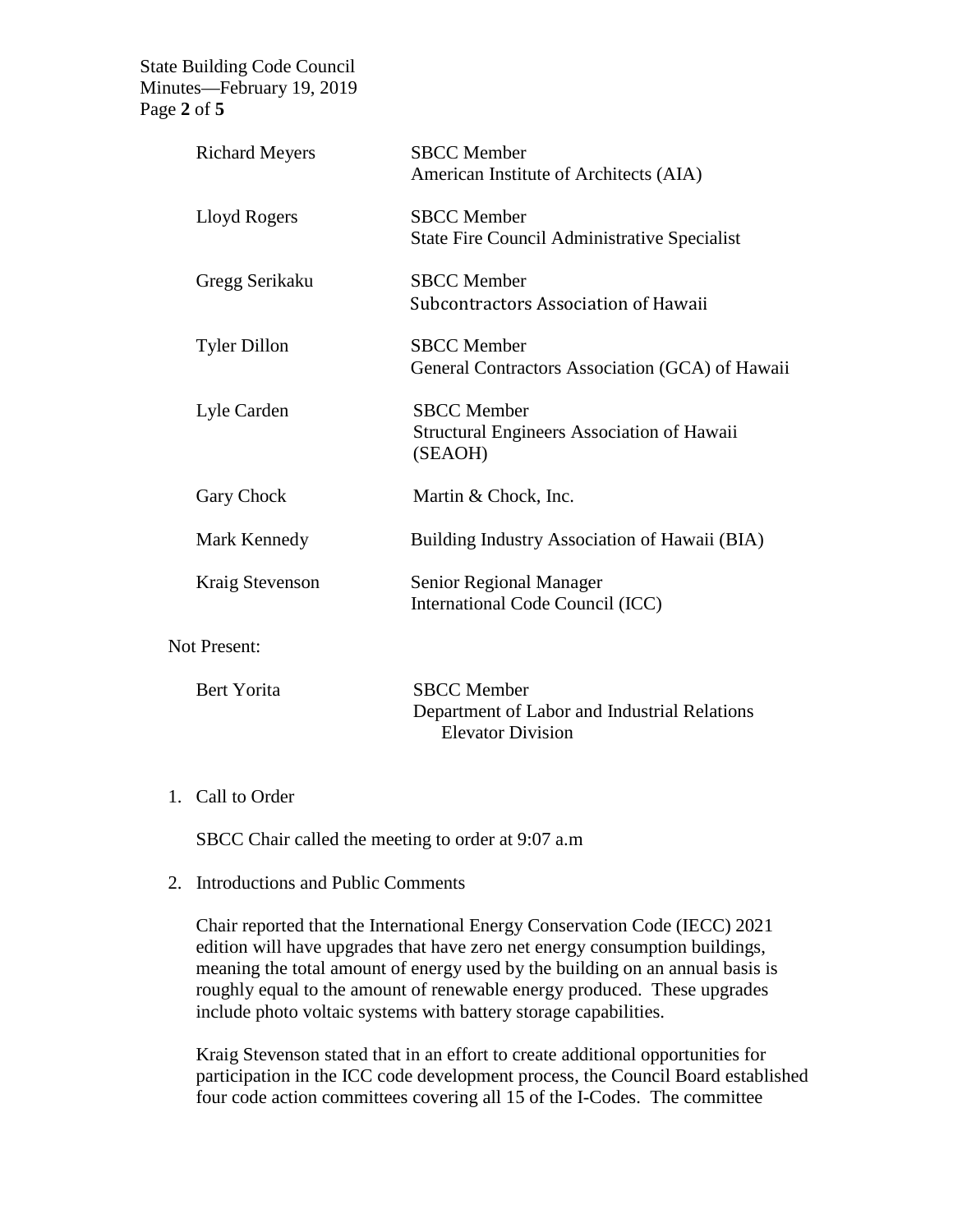| | |
|---|---|
| Richard Meyers | SBCC Member<br>American Institute of Architects (AIA) |
| Lloyd Rogers | SBCC Member<br>State Fire Council Administrative Specialist |
| Gregg Serikaku | SBCC Member<br>Subcontractors Association of Hawaii |
| Tyler Dillon | SBCC Member<br>General Contractors Association (GCA) of Hawaii |
| Lyle Carden | SBCC Member<br>Structural Engineers Association of Hawaii (SEAOH) |
| Gary Chock | Martin & Chock, Inc. |
| Mark Kennedy | Building Industry Association of Hawaii (BIA) |
| Kraig Stevenson | Senior Regional Manager<br>International Code Council (ICC) |

Not Present:

| | |
|---|---|
| Bert Yorita | SBCC Member<br>Department of Labor and Industrial Relations<br>Elevator Division |

1. Call to Order

   SBCC Chair called the meeting to order at 9:07 a.m

2. Introductions and Public Comments

   Chair reported that the International Energy Conservation Code (IECC) 2021 edition will have upgrades that have zero net energy consumption buildings, meaning the total amount of energy used by the building on an annual basis is roughly equal to the amount of renewable energy produced. These upgrades include photo voltaic systems with battery storage capabilities.

   Kraig Stevenson stated that in an effort to create additional opportunities for participation in the ICC code development process, the Council Board established four code action committees covering all 15 of the I-Codes. The committee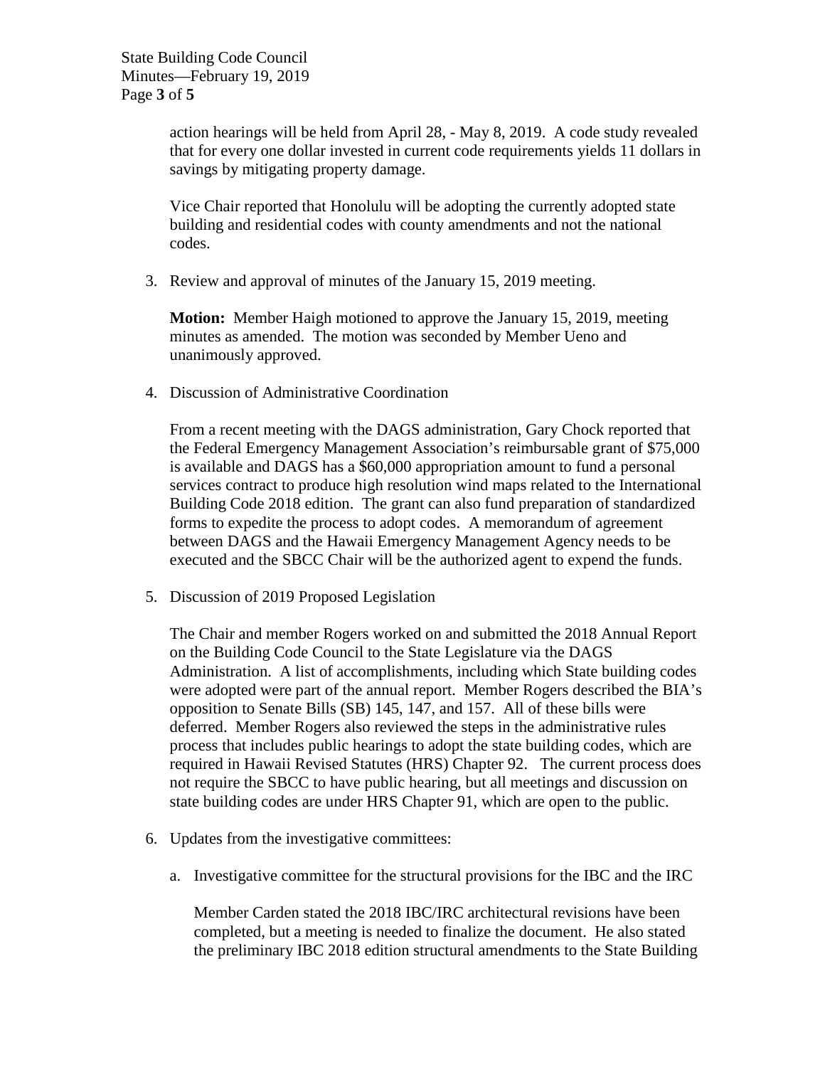action hearings will be held from April 28, - May 8, 2019. A code study revealed that for every one dollar invested in current code requirements yields 11 dollars in savings by mitigating property damage.

Vice Chair reported that Honolulu will be adopting the currently adopted state building and residential codes with county amendments and not the national codes.

3. Review and approval of minutes of the January 15, 2019 meeting.

   **Motion:** Member Haigh motioned to approve the January 15, 2019, meeting minutes as amended. The motion was seconded by Member Ueno and unanimously approved.

4. Discussion of Administrative Coordination

   From a recent meeting with the DAGS administration, Gary Chock reported that the Federal Emergency Management Association's reimbursable grant of $75,000 is available and DAGS has a $60,000 appropriation amount to fund a personal services contract to produce high resolution wind maps related to the International Building Code 2018 edition. The grant can also fund preparation of standardized forms to expedite the process to adopt codes. A memorandum of agreement between DAGS and the Hawaii Emergency Management Agency needs to be executed and the SBCC Chair will be the authorized agent to expend the funds.

5. Discussion of 2019 Proposed Legislation

   The Chair and member Rogers worked on and submitted the 2018 Annual Report on the Building Code Council to the State Legislature via the DAGS Administration. A list of accomplishments, including which State building codes were adopted were part of the annual report. Member Rogers described the BIA's opposition to Senate Bills (SB) 145, 147, and 157. All of these bills were deferred. Member Rogers also reviewed the steps in the administrative rules process that includes public hearings to adopt the state building codes, which are required in Hawaii Revised Statutes (HRS) Chapter 92. The current process does not require the SBCC to have public hearing, but all meetings and discussion on state building codes are under HRS Chapter 91, which are open to the public.

6. Updates from the investigative committees:

   a. Investigative committee for the structural provisions for the IBC and the IRC

      Member Carden stated the 2018 IBC/IRC architectural revisions have been completed, but a meeting is needed to finalize the document. He also stated the preliminary IBC 2018 edition structural amendments to the State Building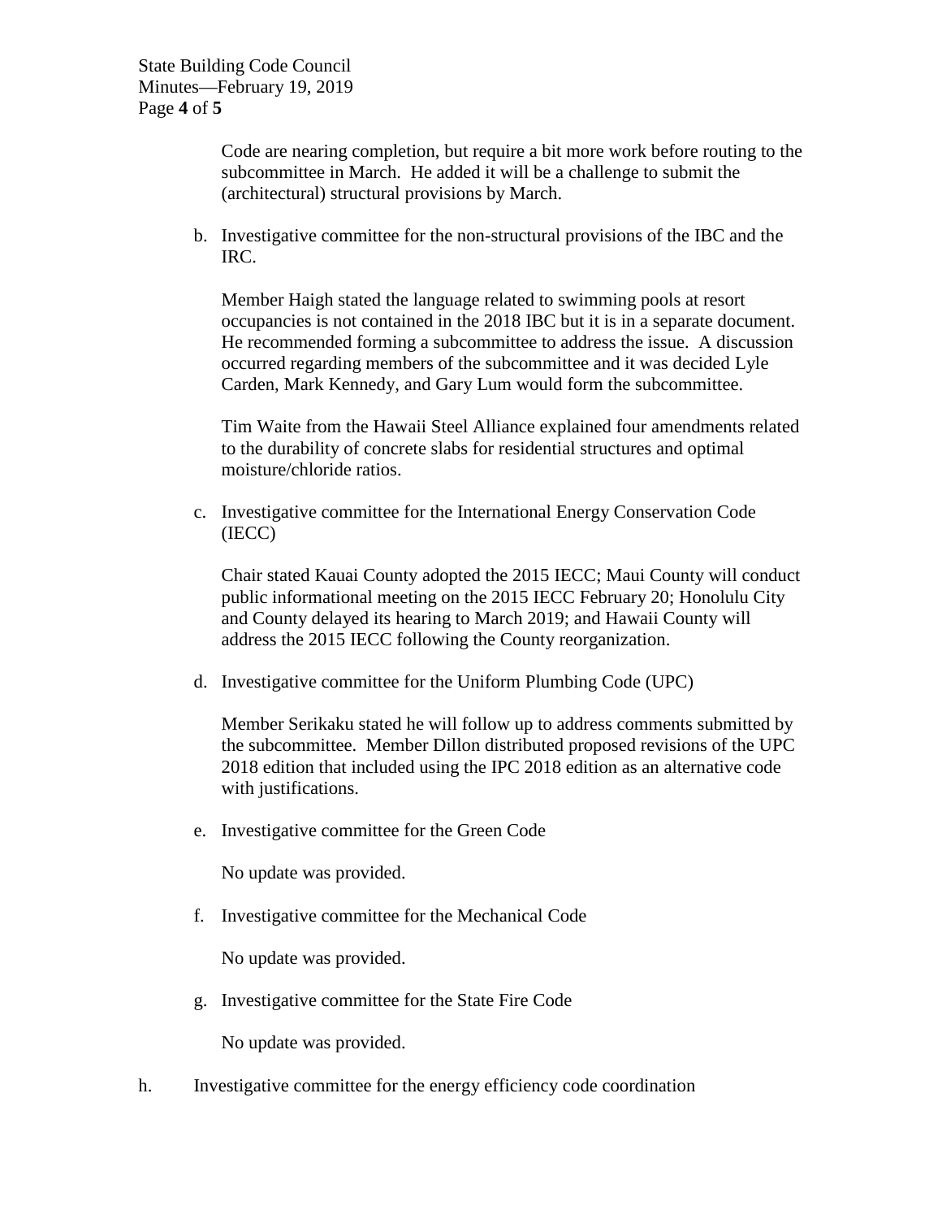Code are nearing completion, but require a bit more work before routing to the subcommittee in March. He added it will be a challenge to submit the (architectural) structural provisions by March.

b. Investigative committee for the non-structural provisions of the IBC and the IRC.

   Member Haigh stated the language related to swimming pools at resort occupancies is not contained in the 2018 IBC but it is in a separate document. He recommended forming a subcommittee to address the issue. A discussion occurred regarding members of the subcommittee and it was decided Lyle Carden, Mark Kennedy, and Gary Lum would form the subcommittee.

   Tim Waite from the Hawaii Steel Alliance explained four amendments related to the durability of concrete slabs for residential structures and optimal moisture/chloride ratios.

c. Investigative committee for the International Energy Conservation Code (IECC)

   Chair stated Kauai County adopted the 2015 IECC; Maui County will conduct public informational meeting on the 2015 IECC February 20; Honolulu City and County delayed its hearing to March 2019; and Hawaii County will address the 2015 IECC following the County reorganization.

d. Investigative committee for the Uniform Plumbing Code (UPC)

   Member Serikaku stated he will follow up to address comments submitted by the subcommittee. Member Dillon distributed proposed revisions of the UPC 2018 edition that included using the IPC 2018 edition as an alternative code with justifications.

e. Investigative committee for the Green Code

   No update was provided.

f. Investigative committee for the Mechanical Code

   No update was provided.

g. Investigative committee for the State Fire Code

   No update was provided.

h. Investigative committee for the energy efficiency code coordination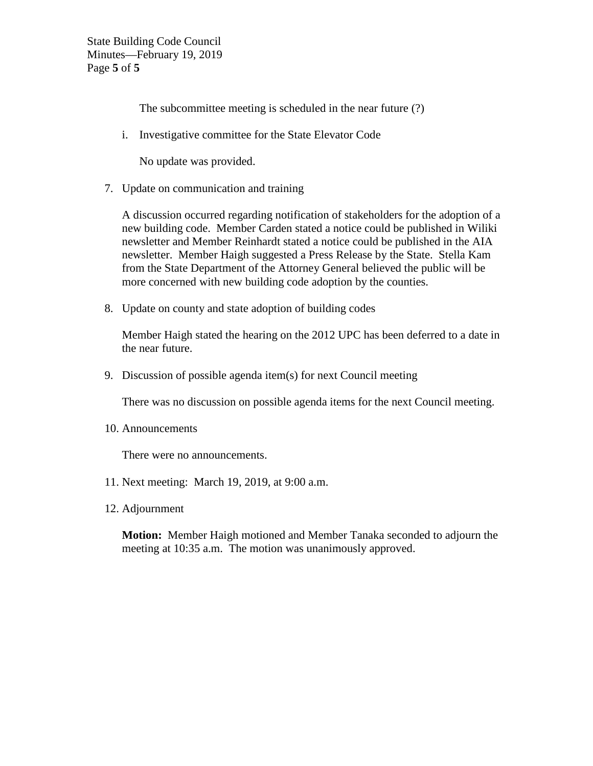The subcommittee meeting is scheduled in the near future (?)

i. Investigative committee for the State Elevator Code

   No update was provided.

7. Update on communication and training

   A discussion occurred regarding notification of stakeholders for the adoption of a new building code. Member Carden stated a notice could be published in Wiliki newsletter and Member Reinhardt stated a notice could be published in the AIA newsletter. Member Haigh suggested a Press Release by the State. Stella Kam from the State Department of the Attorney General believed the public will be more concerned with new building code adoption by the counties.

8. Update on county and state adoption of building codes

   Member Haigh stated the hearing on the 2012 UPC has been deferred to a date in the near future.

9. Discussion of possible agenda item(s) for next Council meeting

   There was no discussion on possible agenda items for the next Council meeting.

10. Announcements

    There were no announcements.

11. Next meeting: March 19, 2019, at 9:00 a.m.

12. Adjournment

    **Motion:** Member Haigh motioned and Member Tanaka seconded to adjourn the meeting at 10:35 a.m. The motion was unanimously approved.